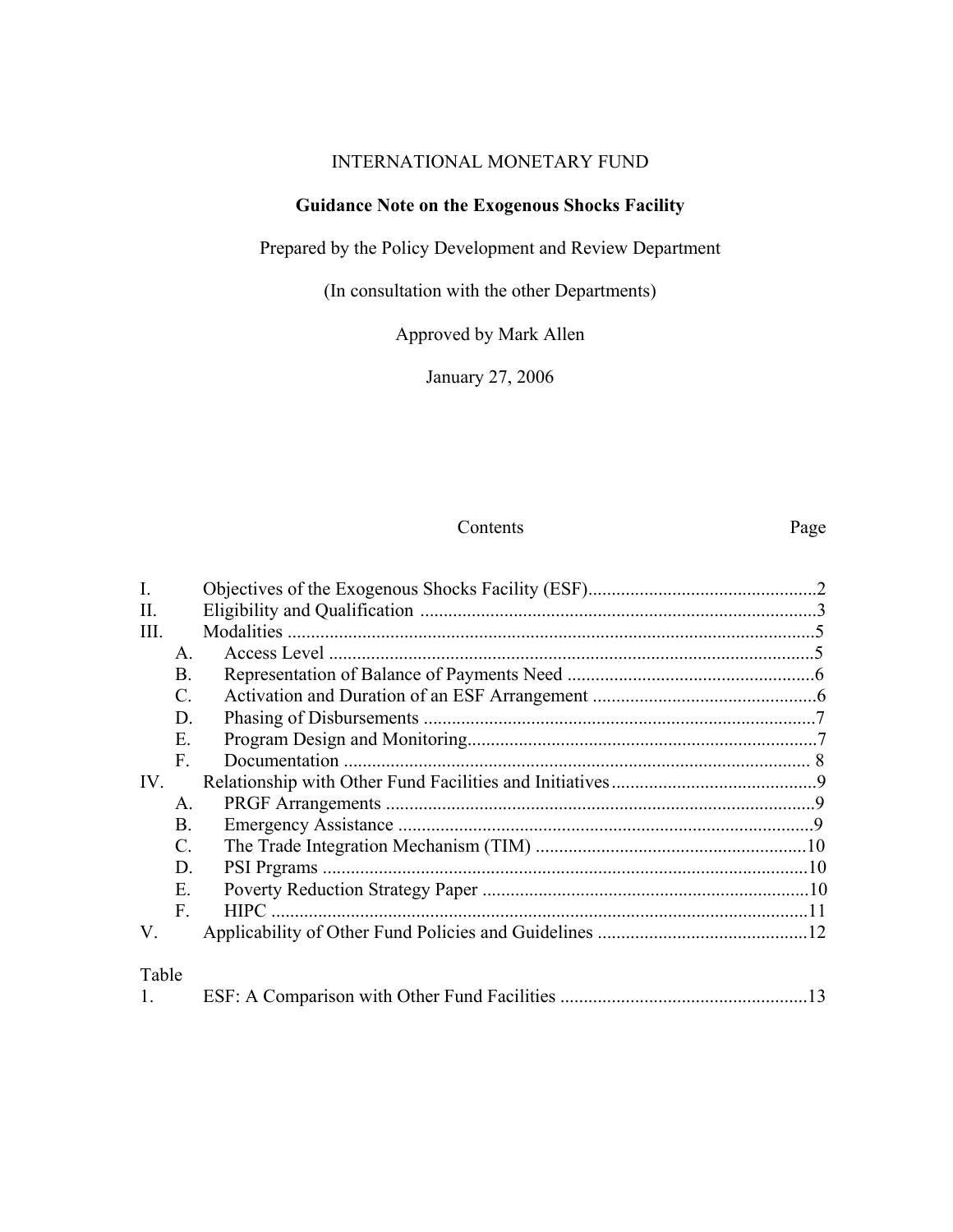INTERNATIONAL MONETARY FUND

# Guidance Note on the Exogenous Shocks Facility

Prepared by the Policy Development and Review Department

(In consultation with the other Departments)

Approved by Mark Allen

January 27, 2006

| Contents | | | Page |
|---|---|---|---|
| I. | | Objectives of the Exogenous Shocks Facility (ESF) | 2 |
| II. | | Eligibility and Qualification | 3 |
| III. | | Modalities | 5 |
| | A. | Access Level | 5 |
| | B. | Representation of Balance of Payments Need | 6 |
| | C. | Activation and Duration of an ESF Arrangement | 6 |
| | D. | Phasing of Disbursements | 7 |
| | E. | Program Design and Monitoring | 7 |
| | F. | Documentation | 8 |
| IV. | | Relationship with Other Fund Facilities and Initiatives | 9 |
| | A. | PRGF Arrangements | 9 |
| | B. | Emergency Assistance | 9 |
| | C. | The Trade Integration Mechanism (TIM) | 10 |
| | D. | PSI Prgrams | 10 |
| | E. | Poverty Reduction Strategy Paper | 10 |
| | F. | HIPC | 11 |
| V. | | Applicability of Other Fund Policies and Guidelines | 12 |

| Table | | |
|---|---|---|
| 1. | ESF: A Comparison with Other Fund Facilities | 13 |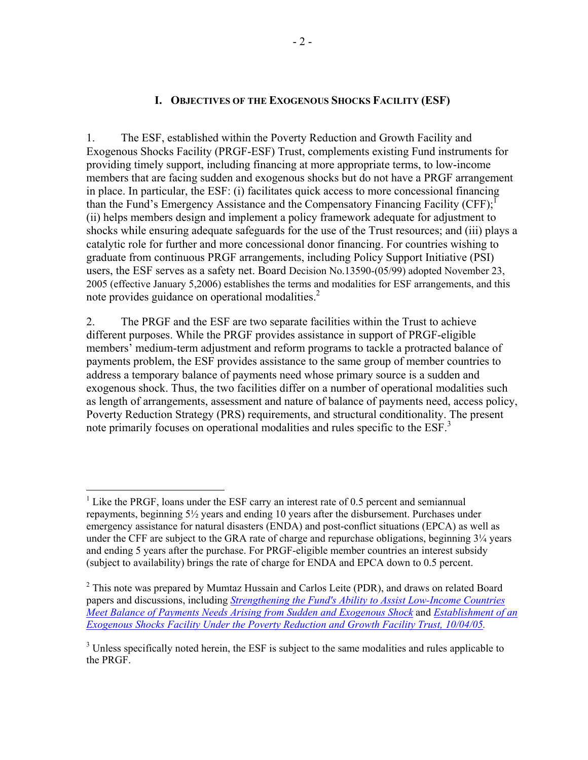## I. OBJECTIVES OF THE EXOGENOUS SHOCKS FACILITY (ESF)

1. The ESF, established within the Poverty Reduction and Growth Facility and Exogenous Shocks Facility (PRGF-ESF) Trust, complements existing Fund instruments for providing timely support, including financing at more appropriate terms, to low-income members that are facing sudden and exogenous shocks but do not have a PRGF arrangement in place. In particular, the ESF: (i) facilitates quick access to more concessional financing than the Fund's Emergency Assistance and the Compensatory Financing Facility (CFF);[1] (ii) helps members design and implement a policy framework adequate for adjustment to shocks while ensuring adequate safeguards for the use of the Trust resources; and (iii) plays a catalytic role for further and more concessional donor financing. For countries wishing to graduate from continuous PRGF arrangements, including Policy Support Initiative (PSI) users, the ESF serves as a safety net. Board Decision No.13590-(05/99) adopted November 23, 2005 (effective January 5,2006) establishes the terms and modalities for ESF arrangements, and this note provides guidance on operational modalities.[2]

2. The PRGF and the ESF are two separate facilities within the Trust to achieve different purposes. While the PRGF provides assistance in support of PRGF-eligible members' medium-term adjustment and reform programs to tackle a protracted balance of payments problem, the ESF provides assistance to the same group of member countries to address a temporary balance of payments need whose primary source is a sudden and exogenous shock. Thus, the two facilities differ on a number of operational modalities such as length of arrangements, assessment and nature of balance of payments need, access policy, Poverty Reduction Strategy (PRS) requirements, and structural conditionality. The present note primarily focuses on operational modalities and rules specific to the ESF.[3]

---

[1] Like the PRGF, loans under the ESF carry an interest rate of 0.5 percent and semiannual repayments, beginning 5½ years and ending 10 years after the disbursement. Purchases under emergency assistance for natural disasters (ENDA) and post-conflict situations (EPCA) as well as under the CFF are subject to the GRA rate of charge and repurchase obligations, beginning 3¼ years and ending 5 years after the purchase. For PRGF-eligible member countries an interest subsidy (subject to availability) brings the rate of charge for ENDA and EPCA down to 0.5 percent.

[2] This note was prepared by Mumtaz Hussain and Carlos Leite (PDR), and draws on related Board papers and discussions, including *Strengthening the Fund's Ability to Assist Low-Income Countries Meet Balance of Payments Needs Arising from Sudden and Exogenous Shock* and *Establishment of an Exogenous Shocks Facility Under the Poverty Reduction and Growth Facility Trust, 10/04/05*.

[3] Unless specifically noted herein, the ESF is subject to the same modalities and rules applicable to the PRGF.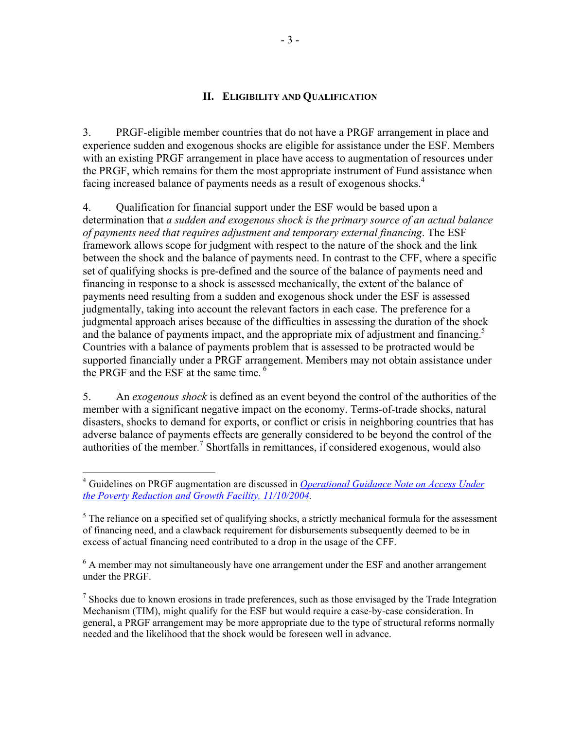## II. Eligibility and Qualification

3. PRGF-eligible member countries that do not have a PRGF arrangement in place and experience sudden and exogenous shocks are eligible for assistance under the ESF. Members with an existing PRGF arrangement in place have access to augmentation of resources under the PRGF, which remains for them the most appropriate instrument of Fund assistance when facing increased balance of payments needs as a result of exogenous shocks.[4]

4. Qualification for financial support under the ESF would be based upon a determination that *a sudden and exogenous shock is the primary source of an actual balance of payments need that requires adjustment and temporary external financing*. The ESF framework allows scope for judgment with respect to the nature of the shock and the link between the shock and the balance of payments need. In contrast to the CFF, where a specific set of qualifying shocks is pre-defined and the source of the balance of payments need and financing in response to a shock is assessed mechanically, the extent of the balance of payments need resulting from a sudden and exogenous shock under the ESF is assessed judgmentally, taking into account the relevant factors in each case. The preference for a judgmental approach arises because of the difficulties in assessing the duration of the shock and the balance of payments impact, and the appropriate mix of adjustment and financing.[5] Countries with a balance of payments problem that is assessed to be protracted would be supported financially under a PRGF arrangement. Members may not obtain assistance under the PRGF and the ESF at the same time.[6]

5. An *exogenous shock* is defined as an event beyond the control of the authorities of the member with a significant negative impact on the economy. Terms-of-trade shocks, natural disasters, shocks to demand for exports, or conflict or crisis in neighboring countries that has adverse balance of payments effects are generally considered to be beyond the control of the authorities of the member.[7] Shortfalls in remittances, if considered exogenous, would also

---

[4] Guidelines on PRGF augmentation are discussed in *Operational Guidance Note on Access Under the Poverty Reduction and Growth Facility, 11/10/2004*.

[5] The reliance on a specified set of qualifying shocks, a strictly mechanical formula for the assessment of financing need, and a clawback requirement for disbursements subsequently deemed to be in excess of actual financing need contributed to a drop in the usage of the CFF.

[6] A member may not simultaneously have one arrangement under the ESF and another arrangement under the PRGF.

[7] Shocks due to known erosions in trade preferences, such as those envisaged by the Trade Integration Mechanism (TIM), might qualify for the ESF but would require a case-by-case consideration. In general, a PRGF arrangement may be more appropriate due to the type of structural reforms normally needed and the likelihood that the shock would be foreseen well in advance.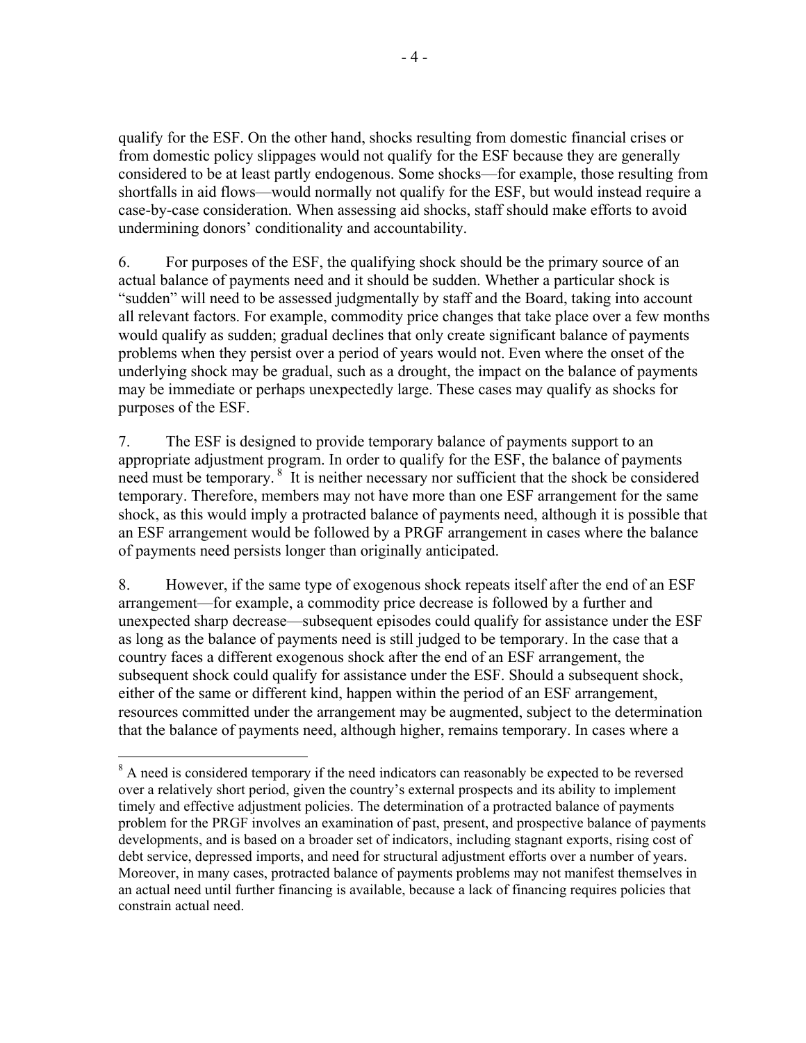qualify for the ESF. On the other hand, shocks resulting from domestic financial crises or from domestic policy slippages would not qualify for the ESF because they are generally considered to be at least partly endogenous. Some shocks—for example, those resulting from shortfalls in aid flows—would normally not qualify for the ESF, but would instead require a case-by-case consideration. When assessing aid shocks, staff should make efforts to avoid undermining donors' conditionality and accountability.

6. For purposes of the ESF, the qualifying shock should be the primary source of an actual balance of payments need and it should be sudden. Whether a particular shock is "sudden" will need to be assessed judgmentally by staff and the Board, taking into account all relevant factors. For example, commodity price changes that take place over a few months would qualify as sudden; gradual declines that only create significant balance of payments problems when they persist over a period of years would not. Even where the onset of the underlying shock may be gradual, such as a drought, the impact on the balance of payments may be immediate or perhaps unexpectedly large. These cases may qualify as shocks for purposes of the ESF.

7. The ESF is designed to provide temporary balance of payments support to an appropriate adjustment program. In order to qualify for the ESF, the balance of payments need must be temporary.[8] It is neither necessary nor sufficient that the shock be considered temporary. Therefore, members may not have more than one ESF arrangement for the same shock, as this would imply a protracted balance of payments need, although it is possible that an ESF arrangement would be followed by a PRGF arrangement in cases where the balance of payments need persists longer than originally anticipated.

8. However, if the same type of exogenous shock repeats itself after the end of an ESF arrangement—for example, a commodity price decrease is followed by a further and unexpected sharp decrease—subsequent episodes could qualify for assistance under the ESF as long as the balance of payments need is still judged to be temporary. In the case that a country faces a different exogenous shock after the end of an ESF arrangement, the subsequent shock could qualify for assistance under the ESF. Should a subsequent shock, either of the same or different kind, happen within the period of an ESF arrangement, resources committed under the arrangement may be augmented, subject to the determination that the balance of payments need, although higher, remains temporary. In cases where a

---

[8] A need is considered temporary if the need indicators can reasonably be expected to be reversed over a relatively short period, given the country's external prospects and its ability to implement timely and effective adjustment policies. The determination of a protracted balance of payments problem for the PRGF involves an examination of past, present, and prospective balance of payments developments, and is based on a broader set of indicators, including stagnant exports, rising cost of debt service, depressed imports, and need for structural adjustment efforts over a number of years. Moreover, in many cases, protracted balance of payments problems may not manifest themselves in an actual need until further financing is available, because a lack of financing requires policies that constrain actual need.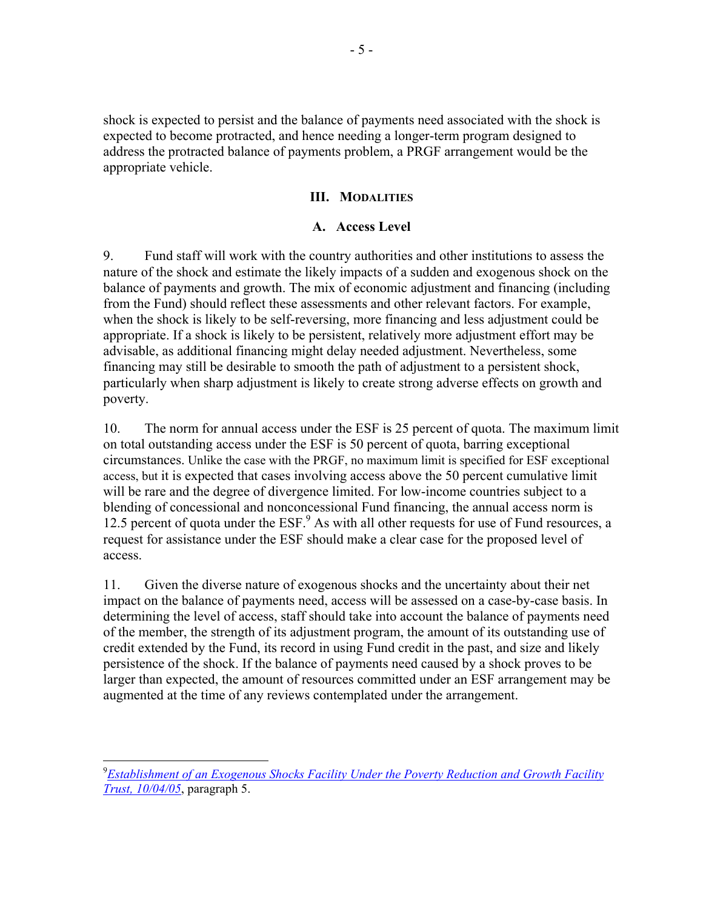shock is expected to persist and the balance of payments need associated with the shock is expected to become protracted, and hence needing a longer-term program designed to address the protracted balance of payments problem, a PRGF arrangement would be the appropriate vehicle.

## III. Modalities

### A. Access Level

9. Fund staff will work with the country authorities and other institutions to assess the nature of the shock and estimate the likely impacts of a sudden and exogenous shock on the balance of payments and growth. The mix of economic adjustment and financing (including from the Fund) should reflect these assessments and other relevant factors. For example, when the shock is likely to be self-reversing, more financing and less adjustment could be appropriate. If a shock is likely to be persistent, relatively more adjustment effort may be advisable, as additional financing might delay needed adjustment. Nevertheless, some financing may still be desirable to smooth the path of adjustment to a persistent shock, particularly when sharp adjustment is likely to create strong adverse effects on growth and poverty.

10. The norm for annual access under the ESF is 25 percent of quota. The maximum limit on total outstanding access under the ESF is 50 percent of quota, barring exceptional circumstances. Unlike the case with the PRGF, no maximum limit is specified for ESF exceptional access, but it is expected that cases involving access above the 50 percent cumulative limit will be rare and the degree of divergence limited. For low-income countries subject to a blending of concessional and nonconcessional Fund financing, the annual access norm is 12.5 percent of quota under the ESF.[9] As with all other requests for use of Fund resources, a request for assistance under the ESF should make a clear case for the proposed level of access.

11. Given the diverse nature of exogenous shocks and the uncertainty about their net impact on the balance of payments need, access will be assessed on a case-by-case basis. In determining the level of access, staff should take into account the balance of payments need of the member, the strength of its adjustment program, the amount of its outstanding use of credit extended by the Fund, its record in using Fund credit in the past, and size and likely persistence of the shock. If the balance of payments need caused by a shock proves to be larger than expected, the amount of resources committed under an ESF arrangement may be augmented at the time of any reviews contemplated under the arrangement.

---

[9] *Establishment of an Exogenous Shocks Facility Under the Poverty Reduction and Growth Facility Trust, 10/04/05*, paragraph 5.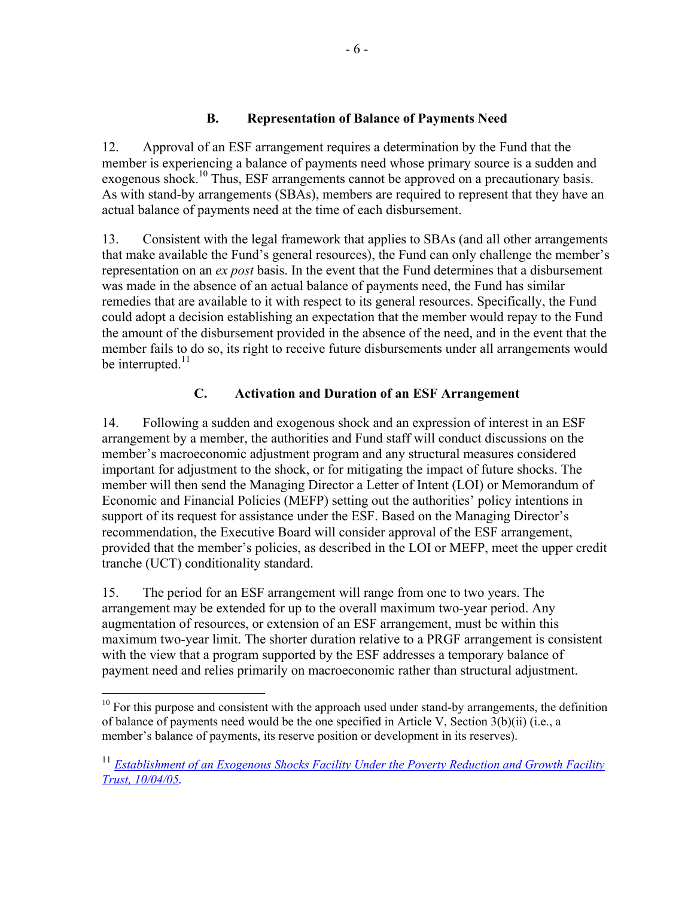## B. Representation of Balance of Payments Need

12. Approval of an ESF arrangement requires a determination by the Fund that the member is experiencing a balance of payments need whose primary source is a sudden and exogenous shock.[10] Thus, ESF arrangements cannot be approved on a precautionary basis. As with stand-by arrangements (SBAs), members are required to represent that they have an actual balance of payments need at the time of each disbursement.

13. Consistent with the legal framework that applies to SBAs (and all other arrangements that make available the Fund's general resources), the Fund can only challenge the member's representation on an *ex post* basis. In the event that the Fund determines that a disbursement was made in the absence of an actual balance of payments need, the Fund has similar remedies that are available to it with respect to its general resources. Specifically, the Fund could adopt a decision establishing an expectation that the member would repay to the Fund the amount of the disbursement provided in the absence of the need, and in the event that the member fails to do so, its right to receive future disbursements under all arrangements would be interrupted.[11]

## C. Activation and Duration of an ESF Arrangement

14. Following a sudden and exogenous shock and an expression of interest in an ESF arrangement by a member, the authorities and Fund staff will conduct discussions on the member's macroeconomic adjustment program and any structural measures considered important for adjustment to the shock, or for mitigating the impact of future shocks. The member will then send the Managing Director a Letter of Intent (LOI) or Memorandum of Economic and Financial Policies (MEFP) setting out the authorities' policy intentions in support of its request for assistance under the ESF. Based on the Managing Director's recommendation, the Executive Board will consider approval of the ESF arrangement, provided that the member's policies, as described in the LOI or MEFP, meet the upper credit tranche (UCT) conditionality standard.

15. The period for an ESF arrangement will range from one to two years. The arrangement may be extended for up to the overall maximum two-year period. Any augmentation of resources, or extension of an ESF arrangement, must be within this maximum two-year limit. The shorter duration relative to a PRGF arrangement is consistent with the view that a program supported by the ESF addresses a temporary balance of payment need and relies primarily on macroeconomic rather than structural adjustment.

---

[10] For this purpose and consistent with the approach used under stand-by arrangements, the definition of balance of payments need would be the one specified in Article V, Section 3(b)(ii) (i.e., a member's balance of payments, its reserve position or development in its reserves).

[11] *Establishment of an Exogenous Shocks Facility Under the Poverty Reduction and Growth Facility Trust, 10/04/05*.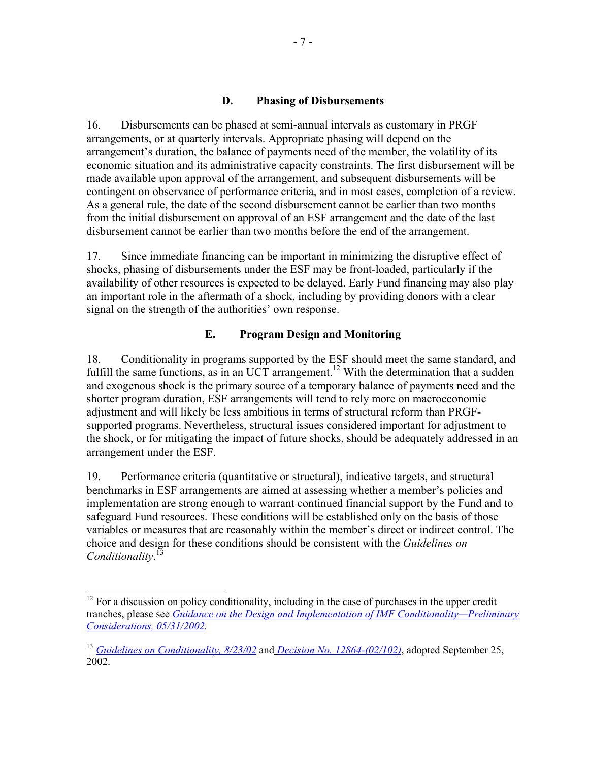### D. Phasing of Disbursements

16. Disbursements can be phased at semi-annual intervals as customary in PRGF arrangements, or at quarterly intervals. Appropriate phasing will depend on the arrangement's duration, the balance of payments need of the member, the volatility of its economic situation and its administrative capacity constraints. The first disbursement will be made available upon approval of the arrangement, and subsequent disbursements will be contingent on observance of performance criteria, and in most cases, completion of a review. As a general rule, the date of the second disbursement cannot be earlier than two months from the initial disbursement on approval of an ESF arrangement and the date of the last disbursement cannot be earlier than two months before the end of the arrangement.

17. Since immediate financing can be important in minimizing the disruptive effect of shocks, phasing of disbursements under the ESF may be front-loaded, particularly if the availability of other resources is expected to be delayed. Early Fund financing may also play an important role in the aftermath of a shock, including by providing donors with a clear signal on the strength of the authorities' own response.

### E. Program Design and Monitoring

18. Conditionality in programs supported by the ESF should meet the same standard, and fulfill the same functions, as in an UCT arrangement.[12] With the determination that a sudden and exogenous shock is the primary source of a temporary balance of payments need and the shorter program duration, ESF arrangements will tend to rely more on macroeconomic adjustment and will likely be less ambitious in terms of structural reform than PRGF-supported programs. Nevertheless, structural issues considered important for adjustment to the shock, or for mitigating the impact of future shocks, should be adequately addressed in an arrangement under the ESF.

19. Performance criteria (quantitative or structural), indicative targets, and structural benchmarks in ESF arrangements are aimed at assessing whether a member's policies and implementation are strong enough to warrant continued financial support by the Fund and to safeguard Fund resources. These conditions will be established only on the basis of those variables or measures that are reasonably within the member's direct or indirect control. The choice and design for these conditions should be consistent with the *Guidelines on Conditionality*.[13]

---

[12] For a discussion on policy conditionality, including in the case of purchases in the upper credit tranches, please see *Guidance on the Design and Implementation of IMF Conditionality—Preliminary Considerations, 05/31/2002*.

[13] *Guidelines on Conditionality, 8/23/02* and *Decision No. 12864-(02/102)*, adopted September 25, 2002.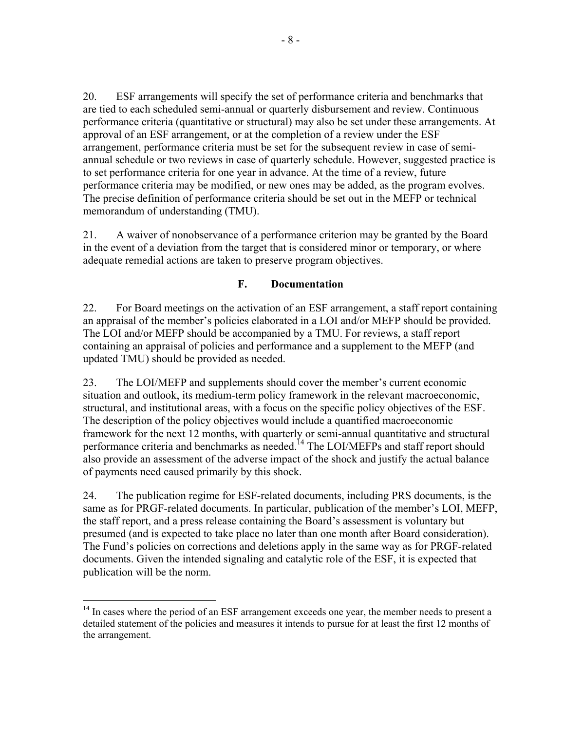20. ESF arrangements will specify the set of performance criteria and benchmarks that are tied to each scheduled semi-annual or quarterly disbursement and review. Continuous performance criteria (quantitative or structural) may also be set under these arrangements. At approval of an ESF arrangement, or at the completion of a review under the ESF arrangement, performance criteria must be set for the subsequent review in case of semi-annual schedule or two reviews in case of quarterly schedule. However, suggested practice is to set performance criteria for one year in advance. At the time of a review, future performance criteria may be modified, or new ones may be added, as the program evolves. The precise definition of performance criteria should be set out in the MEFP or technical memorandum of understanding (TMU).

21. A waiver of nonobservance of a performance criterion may be granted by the Board in the event of a deviation from the target that is considered minor or temporary, or where adequate remedial actions are taken to preserve program objectives.

### F. Documentation

22. For Board meetings on the activation of an ESF arrangement, a staff report containing an appraisal of the member's policies elaborated in a LOI and/or MEFP should be provided. The LOI and/or MEFP should be accompanied by a TMU. For reviews, a staff report containing an appraisal of policies and performance and a supplement to the MEFP (and updated TMU) should be provided as needed.

23. The LOI/MEFP and supplements should cover the member's current economic situation and outlook, its medium-term policy framework in the relevant macroeconomic, structural, and institutional areas, with a focus on the specific policy objectives of the ESF. The description of the policy objectives would include a quantified macroeconomic framework for the next 12 months, with quarterly or semi-annual quantitative and structural performance criteria and benchmarks as needed.[14] The LOI/MEFPs and staff report should also provide an assessment of the adverse impact of the shock and justify the actual balance of payments need caused primarily by this shock.

24. The publication regime for ESF-related documents, including PRS documents, is the same as for PRGF-related documents. In particular, publication of the member's LOI, MEFP, the staff report, and a press release containing the Board's assessment is voluntary but presumed (and is expected to take place no later than one month after Board consideration). The Fund's policies on corrections and deletions apply in the same way as for PRGF-related documents. Given the intended signaling and catalytic role of the ESF, it is expected that publication will be the norm.

---

[14] In cases where the period of an ESF arrangement exceeds one year, the member needs to present a detailed statement of the policies and measures it intends to pursue for at least the first 12 months of the arrangement.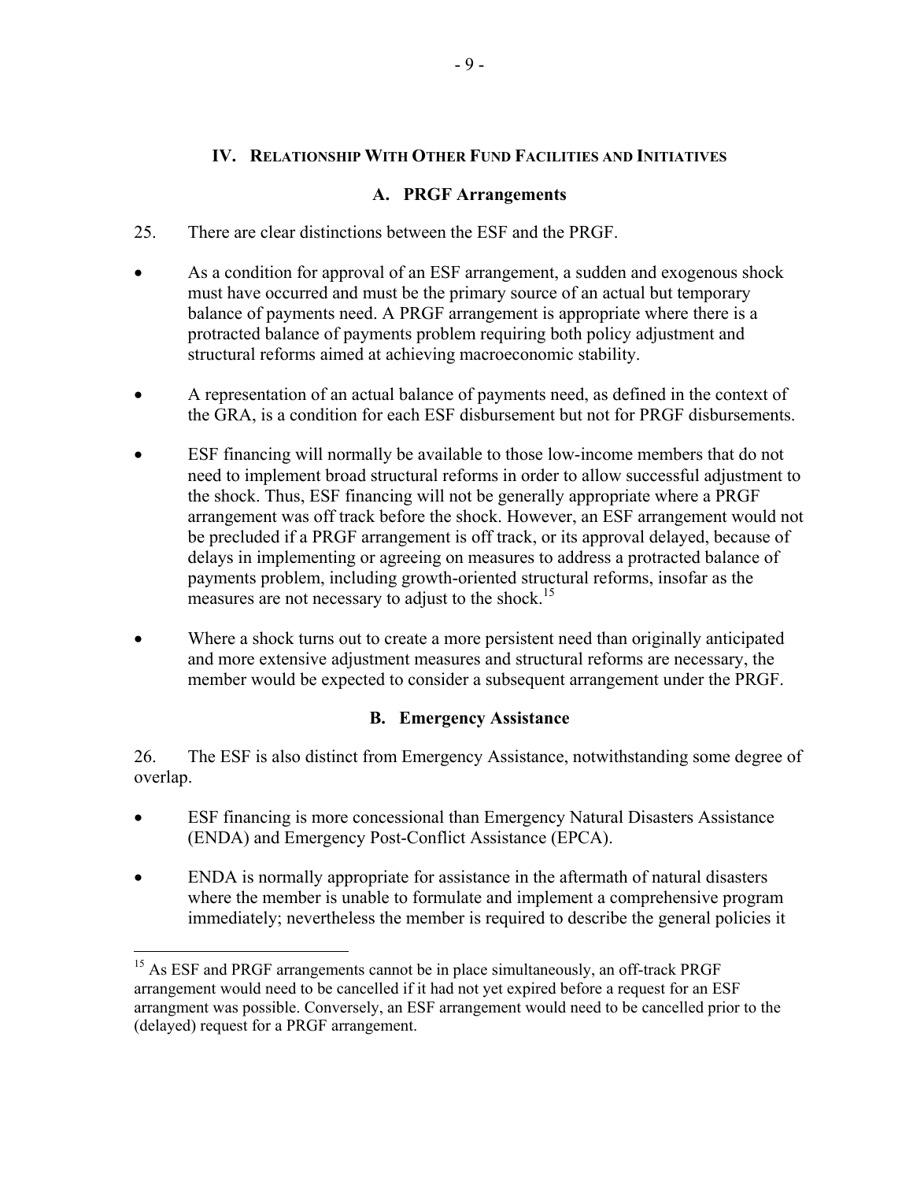## IV. Relationship With Other Fund Facilities and Initiatives

### A. PRGF Arrangements

25. There are clear distinctions between the ESF and the PRGF.

- As a condition for approval of an ESF arrangement, a sudden and exogenous shock must have occurred and must be the primary source of an actual but temporary balance of payments need. A PRGF arrangement is appropriate where there is a protracted balance of payments problem requiring both policy adjustment and structural reforms aimed at achieving macroeconomic stability.
- A representation of an actual balance of payments need, as defined in the context of the GRA, is a condition for each ESF disbursement but not for PRGF disbursements.
- ESF financing will normally be available to those low-income members that do not need to implement broad structural reforms in order to allow successful adjustment to the shock. Thus, ESF financing will not be generally appropriate where a PRGF arrangement was off track before the shock. However, an ESF arrangement would not be precluded if a PRGF arrangement is off track, or its approval delayed, because of delays in implementing or agreeing on measures to address a protracted balance of payments problem, including growth-oriented structural reforms, insofar as the measures are not necessary to adjust to the shock.[15]
- Where a shock turns out to create a more persistent need than originally anticipated and more extensive adjustment measures and structural reforms are necessary, the member would be expected to consider a subsequent arrangement under the PRGF.

### B. Emergency Assistance

26. The ESF is also distinct from Emergency Assistance, notwithstanding some degree of overlap.

- ESF financing is more concessional than Emergency Natural Disasters Assistance (ENDA) and Emergency Post-Conflict Assistance (EPCA).
- ENDA is normally appropriate for assistance in the aftermath of natural disasters where the member is unable to formulate and implement a comprehensive program immediately; nevertheless the member is required to describe the general policies it

---

[15] As ESF and PRGF arrangements cannot be in place simultaneously, an off-track PRGF arrangement would need to be cancelled if it had not yet expired before a request for an ESF arrangment was possible. Conversely, an ESF arrangement would need to be cancelled prior to the (delayed) request for a PRGF arrangement.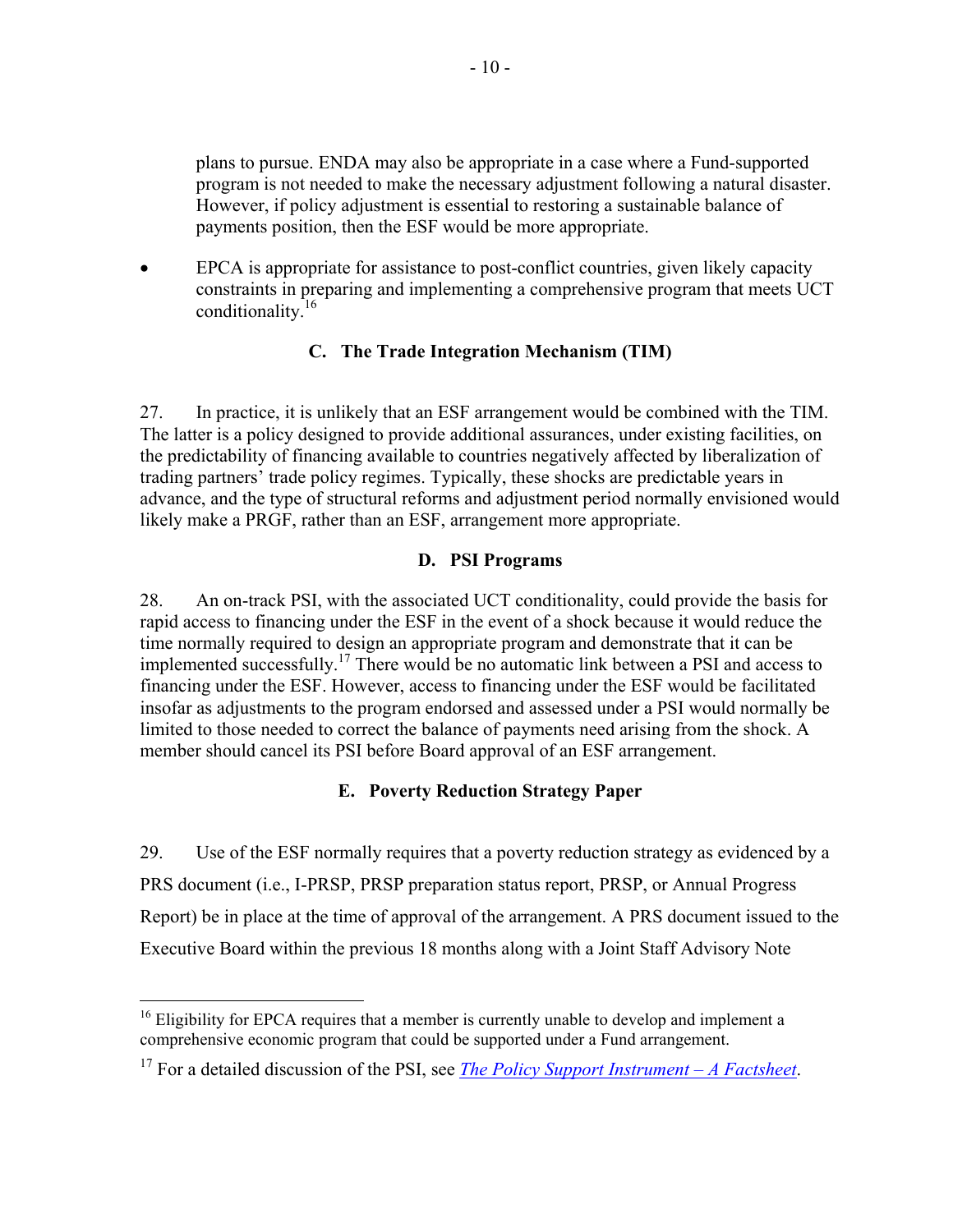plans to pursue. ENDA may also be appropriate in a case where a Fund-supported program is not needed to make the necessary adjustment following a natural disaster. However, if policy adjustment is essential to restoring a sustainable balance of payments position, then the ESF would be more appropriate.

- EPCA is appropriate for assistance to post-conflict countries, given likely capacity constraints in preparing and implementing a comprehensive program that meets UCT conditionality.[16]

### C. The Trade Integration Mechanism (TIM)

27. In practice, it is unlikely that an ESF arrangement would be combined with the TIM. The latter is a policy designed to provide additional assurances, under existing facilities, on the predictability of financing available to countries negatively affected by liberalization of trading partners' trade policy regimes. Typically, these shocks are predictable years in advance, and the type of structural reforms and adjustment period normally envisioned would likely make a PRGF, rather than an ESF, arrangement more appropriate.

### D. PSI Programs

28. An on-track PSI, with the associated UCT conditionality, could provide the basis for rapid access to financing under the ESF in the event of a shock because it would reduce the time normally required to design an appropriate program and demonstrate that it can be implemented successfully.[17] There would be no automatic link between a PSI and access to financing under the ESF. However, access to financing under the ESF would be facilitated insofar as adjustments to the program endorsed and assessed under a PSI would normally be limited to those needed to correct the balance of payments need arising from the shock. A member should cancel its PSI before Board approval of an ESF arrangement.

### E. Poverty Reduction Strategy Paper

29. Use of the ESF normally requires that a poverty reduction strategy as evidenced by a PRS document (i.e., I-PRSP, PRSP preparation status report, PRSP, or Annual Progress Report) be in place at the time of approval of the arrangement. A PRS document issued to the Executive Board within the previous 18 months along with a Joint Staff Advisory Note

---

[16] Eligibility for EPCA requires that a member is currently unable to develop and implement a comprehensive economic program that could be supported under a Fund arrangement.

[17] For a detailed discussion of the PSI, see *The Policy Support Instrument – A Factsheet*.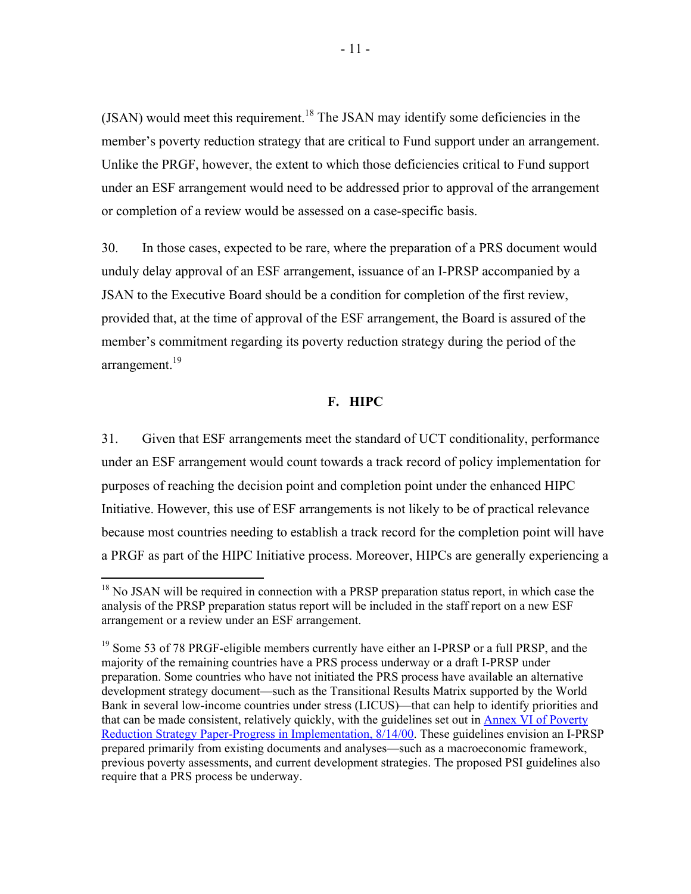(JSAN) would meet this requirement.[18] The JSAN may identify some deficiencies in the member's poverty reduction strategy that are critical to Fund support under an arrangement. Unlike the PRGF, however, the extent to which those deficiencies critical to Fund support under an ESF arrangement would need to be addressed prior to approval of the arrangement or completion of a review would be assessed on a case-specific basis.

30. In those cases, expected to be rare, where the preparation of a PRS document would unduly delay approval of an ESF arrangement, issuance of an I-PRSP accompanied by a JSAN to the Executive Board should be a condition for completion of the first review, provided that, at the time of approval of the ESF arrangement, the Board is assured of the member's commitment regarding its poverty reduction strategy during the period of the arrangement.[19]

### F. HIPC

31. Given that ESF arrangements meet the standard of UCT conditionality, performance under an ESF arrangement would count towards a track record of policy implementation for purposes of reaching the decision point and completion point under the enhanced HIPC Initiative. However, this use of ESF arrangements is not likely to be of practical relevance because most countries needing to establish a track record for the completion point will have a PRGF as part of the HIPC Initiative process. Moreover, HIPCs are generally experiencing a

---

[18] No JSAN will be required in connection with a PRSP preparation status report, in which case the analysis of the PRSP preparation status report will be included in the staff report on a new ESF arrangement or a review under an ESF arrangement.

[19] Some 53 of 78 PRGF-eligible members currently have either an I-PRSP or a full PRSP, and the majority of the remaining countries have a PRS process underway or a draft I-PRSP under preparation. Some countries who have not initiated the PRS process have available an alternative development strategy document—such as the Transitional Results Matrix supported by the World Bank in several low-income countries under stress (LICUS)—that can help to identify priorities and that can be made consistent, relatively quickly, with the guidelines set out in Annex VI of Poverty Reduction Strategy Paper-Progress in Implementation, 8/14/00. These guidelines envision an I-PRSP prepared primarily from existing documents and analyses—such as a macroeconomic framework, previous poverty assessments, and current development strategies. The proposed PSI guidelines also require that a PRS process be underway.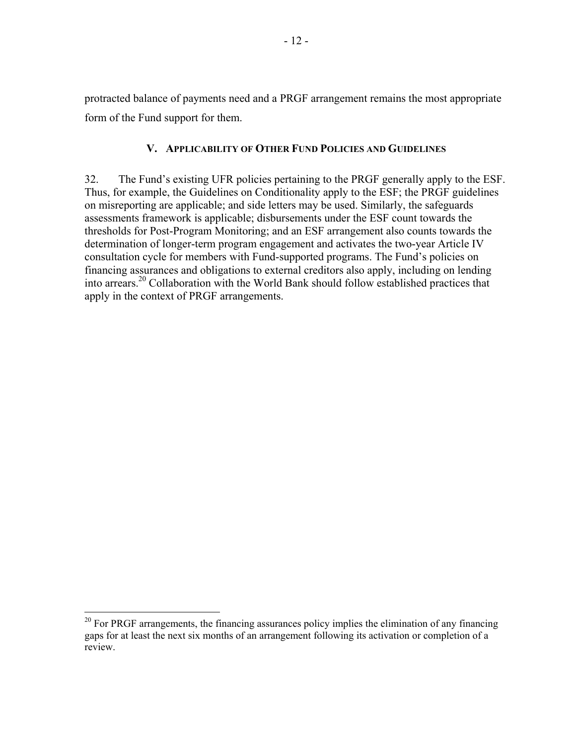protracted balance of payments need and a PRGF arrangement remains the most appropriate form of the Fund support for them.

## V. Applicability of Other Fund Policies and Guidelines

32. The Fund's existing UFR policies pertaining to the PRGF generally apply to the ESF. Thus, for example, the Guidelines on Conditionality apply to the ESF; the PRGF guidelines on misreporting are applicable; and side letters may be used. Similarly, the safeguards assessments framework is applicable; disbursements under the ESF count towards the thresholds for Post-Program Monitoring; and an ESF arrangement also counts towards the determination of longer-term program engagement and activates the two-year Article IV consultation cycle for members with Fund-supported programs. The Fund's policies on financing assurances and obligations to external creditors also apply, including on lending into arrears.[20] Collaboration with the World Bank should follow established practices that apply in the context of PRGF arrangements.

---

[20] For PRGF arrangements, the financing assurances policy implies the elimination of any financing gaps for at least the next six months of an arrangement following its activation or completion of a review.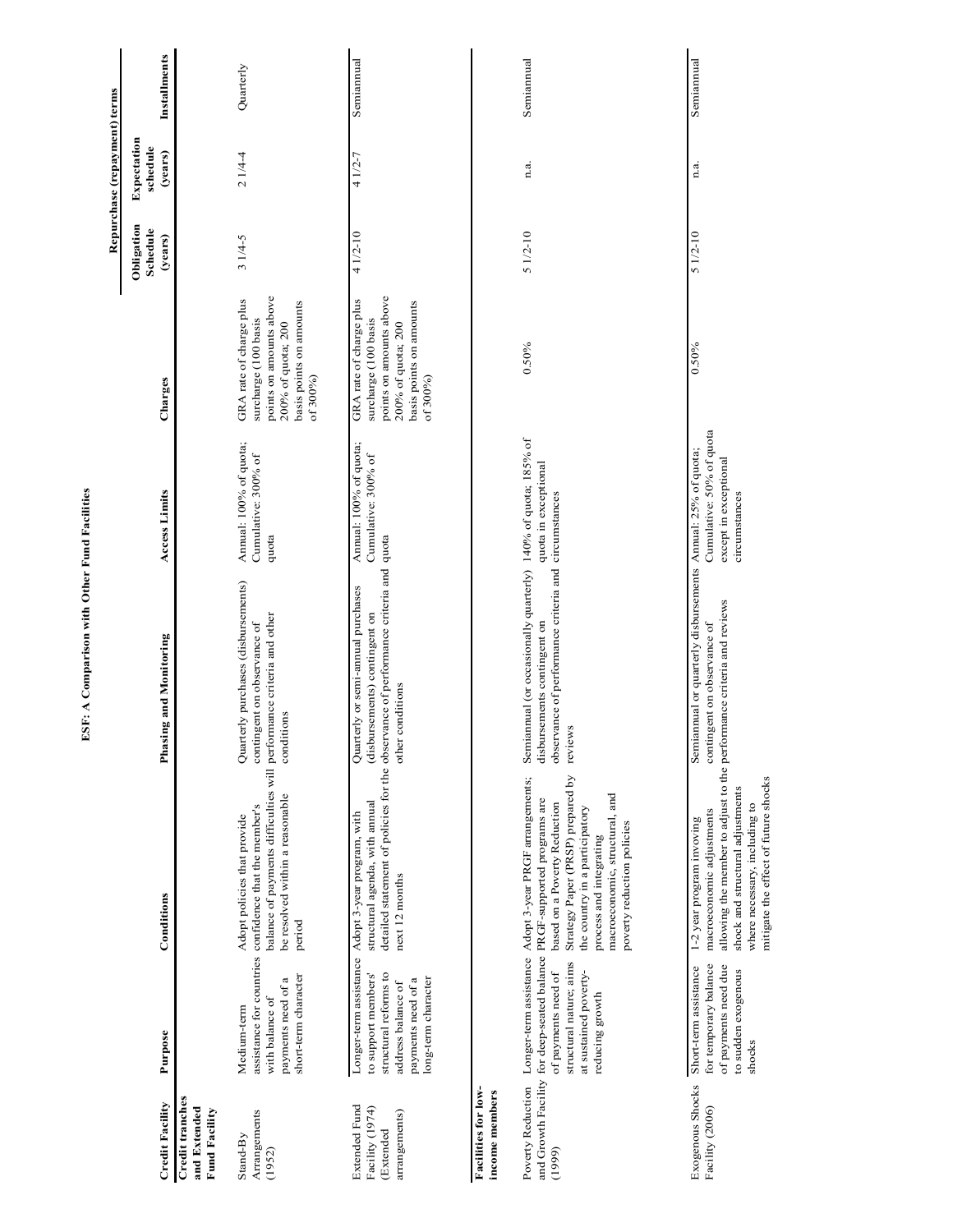**ESF: A Comparison with Other Fund Facilities**

| Credit Facility | Purpose | Conditions | Phasing and Monitoring | Access Limits | Charges | Repurchase (repayment) terms: Obligation Schedule (years) | Repurchase (repayment) terms: Expectation schedule (years) | Repurchase (repayment) terms: Installments |
|---|---|---|---|---|---|---|---|---|
| **Credit tranches and Extended Fund Facility** | | | | | | | | |
| Stand-By Arrangements (1952) | Medium-term assistance for countries with balance of payments need of a short-term character | Adopt policies that provide confidence that the member's balance of payments difficulties will be resolved within a reasonable period | Quarterly purchases (disbursements) contingent on observance of performance criteria and other conditions | Annual: 100% of quota; Cumulative: 300% of quota | GRA rate of charge plus surcharge (100 basis points on amounts above 200% of quota; 200 basis points on amounts of 300%) | 3 1/4-5 | 2 1/4-4 | Quarterly |
| Extended Fund Facility (1974) (Extended arrangements) | Longer-term assistance to support members' structural reforms to address balance of payments need of a long-term character | Adopt 3-year program, with structural agenda, with annual detailed statement of policies for the next 12 months | Quarterly or semi-annual purchases (disbursements) contingent on observance of performance criteria and other conditions | Annual: 100% of quota; Cumulative: 300% of quota | GRA rate of charge plus surcharge (100 basis points on amounts above 200% of quota; 200 basis points on amounts of 300%) | 4 1/2-10 | 4 1/2-7 | Semiannual |
| **Facilities for low-income members** | | | | | | | | |
| Poverty Reduction and Growth Facility (1999) | Longer-term assistance for deep-seated balance of payments need of structural nature; aims at sustained poverty-reducing growth | Adopt 3-year PRGF arrangements; PRGF-supported programs are based on a Poverty Reduction Strategy Paper (PRSP) prepared by the country in a participatory process and integrating macroeconomic, structural, and poverty reduction policies | Semiannual (or occasionally quarterly) disbursements contingent on observance of performance criteria and reviews | 140% of quota; 185% of quota in exceptional circumstances | 0.50% | 5 1/2-10 | n.a. | Semiannual |
| Exogenous Shocks Facility (2006) | Short-term assistance for temporary balance of payments need due to sudden exogenous shocks | 1-2 year program invoving macroeconomic adjustments allowing the member to adjust to the shock and structural adjustments where necessary, including to mitigate the effect of future shocks | Semiannual or quarterly disbursements contingent on observance of performance criteria and reviews | Annual: 25% of quota; Cumulative: 50% of quota except in exceptional circumstances | 0.50% | 5 1/2-10 | n.a. | Semiannual |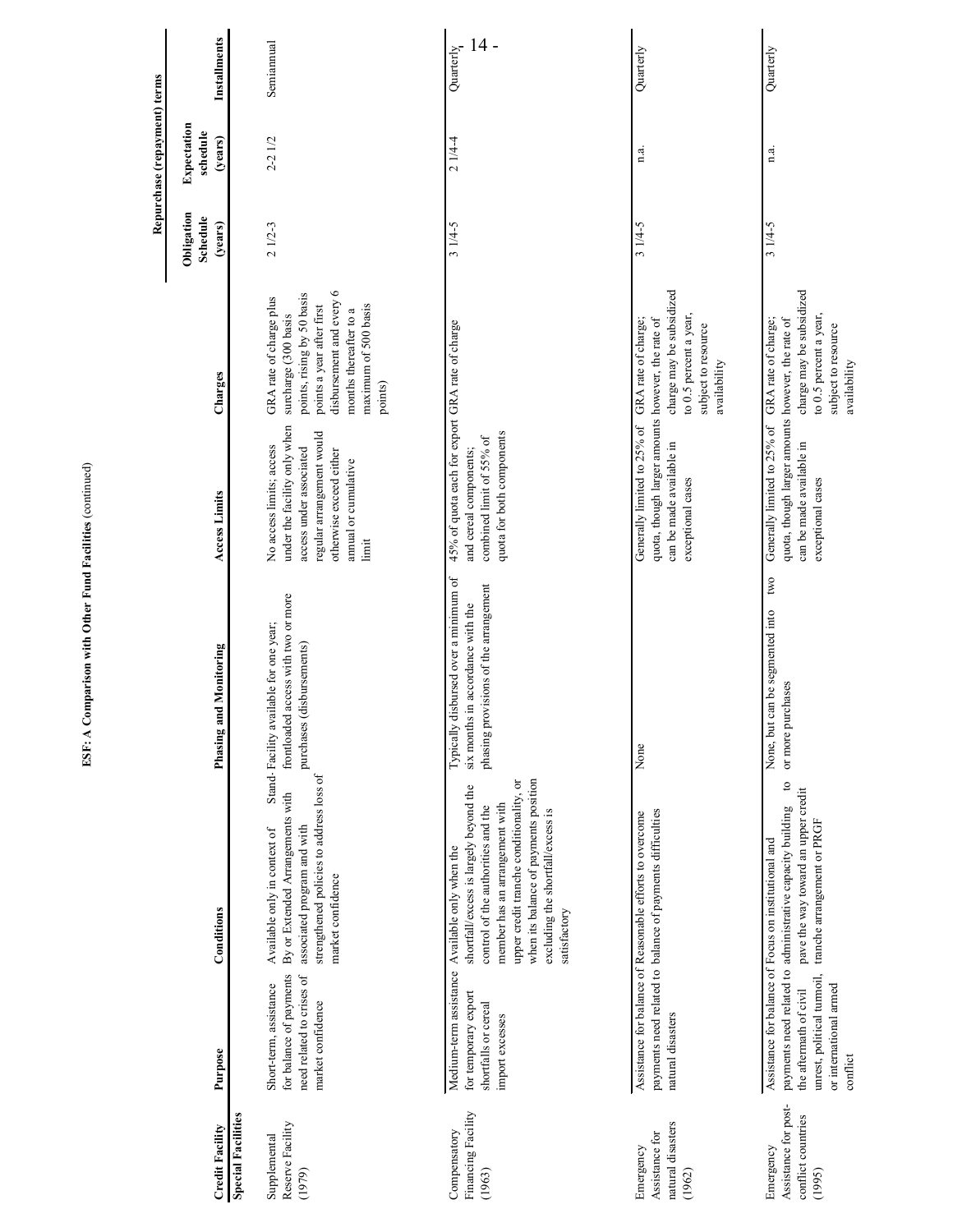**ESF: A Comparison with Other Fund Facilities** (continued)

| Credit Facility | Purpose | Conditions | Phasing and Monitoring | Access Limits | Charges | Repurchase (repayment) terms | | |
|---|---|---|---|---|---|---|---|---|
| | | | | | | Obligation Schedule (years) | Expectation schedule (years) | Installments |
| **Special Facilities** | | | | | | | | |
| Supplemental Reserve Facility (1979) | Short-term, assistance for balance of payments need related to crises of market confidence | Available only in context of Stand-By or Extended Arrangements with associated program and with strengthened policies to address loss of market confidence | Facility available for one year; frontloaded access with two or more purchases (disbursements) | No access limits; access under the facility only when access under associated regular arrangement would otherwise exceed either annual or cumulative limit | GRA rate of charge plus surcharge (300 basis points, rising by 50 basis points a year after first disbursement and every 6 months thereafter to a maximum of 500 basis points) | 2 1/2-3 | 2-2 1/2 | Semiannual |
| Compensatory Financing Facility (1963) | Medium-term assistance for temporary export shortfalls or cereal import excesses | Available only when the shortfall/excess is largely beyond the control of the authorities and the member has an arrangement with upper credit tranche conditionality, or when its balance of payments position excluding the shortfall/excess is satisfactory | Typically disbursed over a minimum of six months in accordance with the phasing provisions of the arrangement | 45% of quota each for export and cereal components; combined limit of 55% of quota for both components | GRA rate of charge | 3 1/4-5 | 2 1/4-4 | Quarterly |
| Emergency Assistance for natural disasters (1962) | Assistance for balance of payments need related to natural disasters | Reasonable efforts to overcome balance of payments difficulties | None | Generally limited to 25% of quota, though larger amounts can be made available in exceptional cases | GRA rate of charge; however, the rate of charge may be subsidized to 0.5 percent a year, subject to resource availability | 3 1/4-5 | n.a. | Quarterly |
| Emergency Assistance for post-conflict countries (1995) | Assistance for balance of payments need related to the aftermath of civil unrest, political turmoil, or international armed conflict | Focus on institutional and administrative capacity building to pave the way toward an upper credit tranche arrangement or PRGF | None, but can be segmented into two or more purchases | Generally limited to 25% of quota, though larger amounts can be made available in exceptional cases | GRA rate of charge; however, the rate of charge may be subsidized to 0.5 percent a year, subject to resource availability | 3 1/4-5 | n.a. | Quarterly |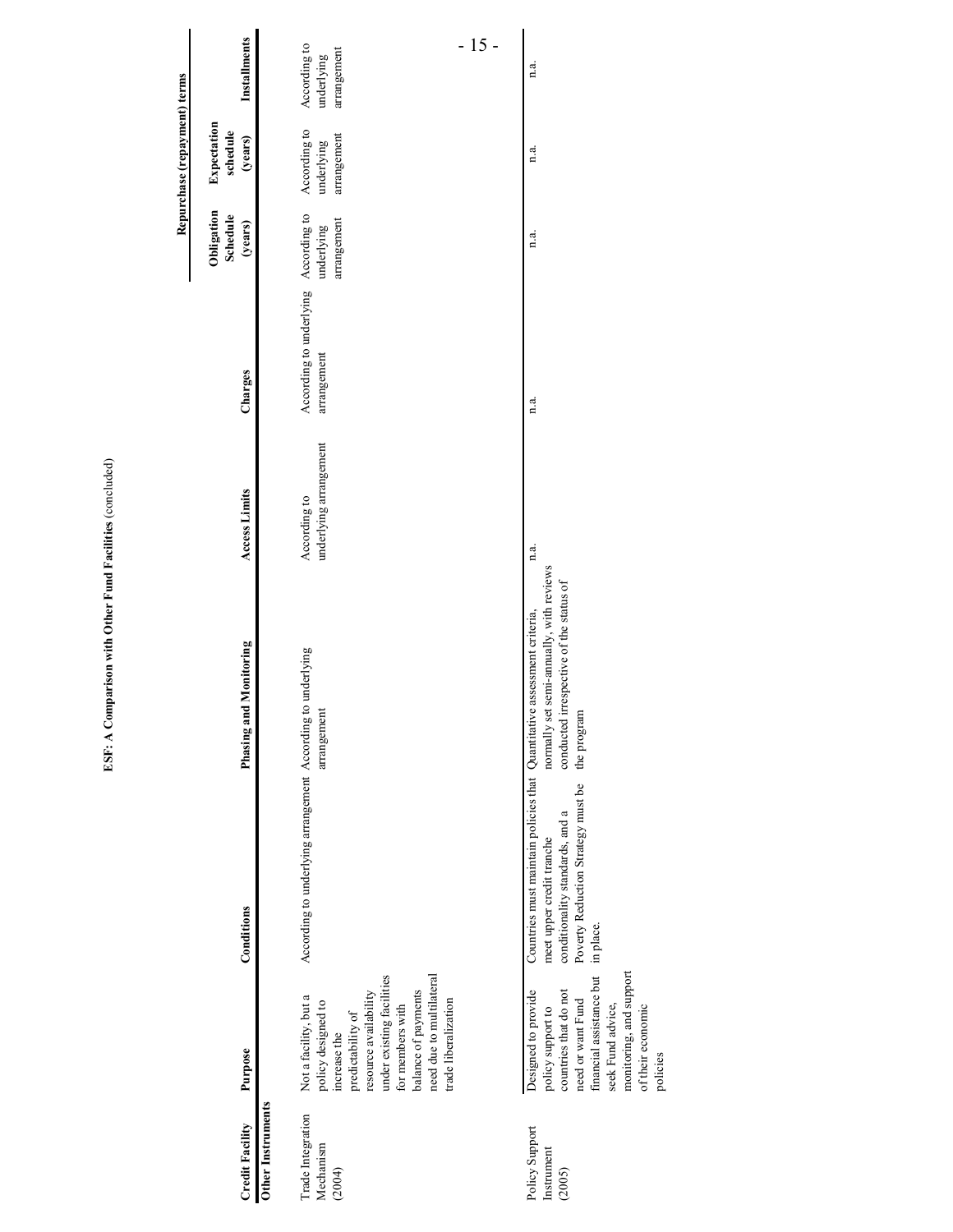**ESF: A Comparison with Other Fund Facilities** (concluded)

| Credit Facility | Purpose | Conditions | Phasing and Monitoring | Access Limits | Charges | Repurchase (repayment) terms | | |
|---|---|---|---|---|---|---|---|---|
| | | | | | | Obligation Schedule (years) | Expectation schedule (years) | Installments |
| **Other Instruments** | | | | | | | | |
| Trade Integration Mechanism (2004) | Not a facility, but a policy designed to increase the predictability of resource availability under existing facilities for members with balance of payments need due to multilateral trade liberalization | According to underlying arrangement | According to underlying arrangement | According to underlying arrangement | According to underlying arrangement | According to underlying arrangement | According to underlying arrangement | According to underlying arrangement |
| Policy Support Instrument (2005) | Designed to provide policy support to countries that do not need or want Fund financial assistance but seek Fund advice, monitoring, and support of their economic policies | Countries must maintain policies that meet upper credit tranche conditionality standards, and a Poverty Reduction Strategy must be in place. | Quantitative assessment criteria, normally set semi-annually, with reviews conducted irrespective of the status of the program | n.a. | n.a. | n.a. | n.a. | n.a. |